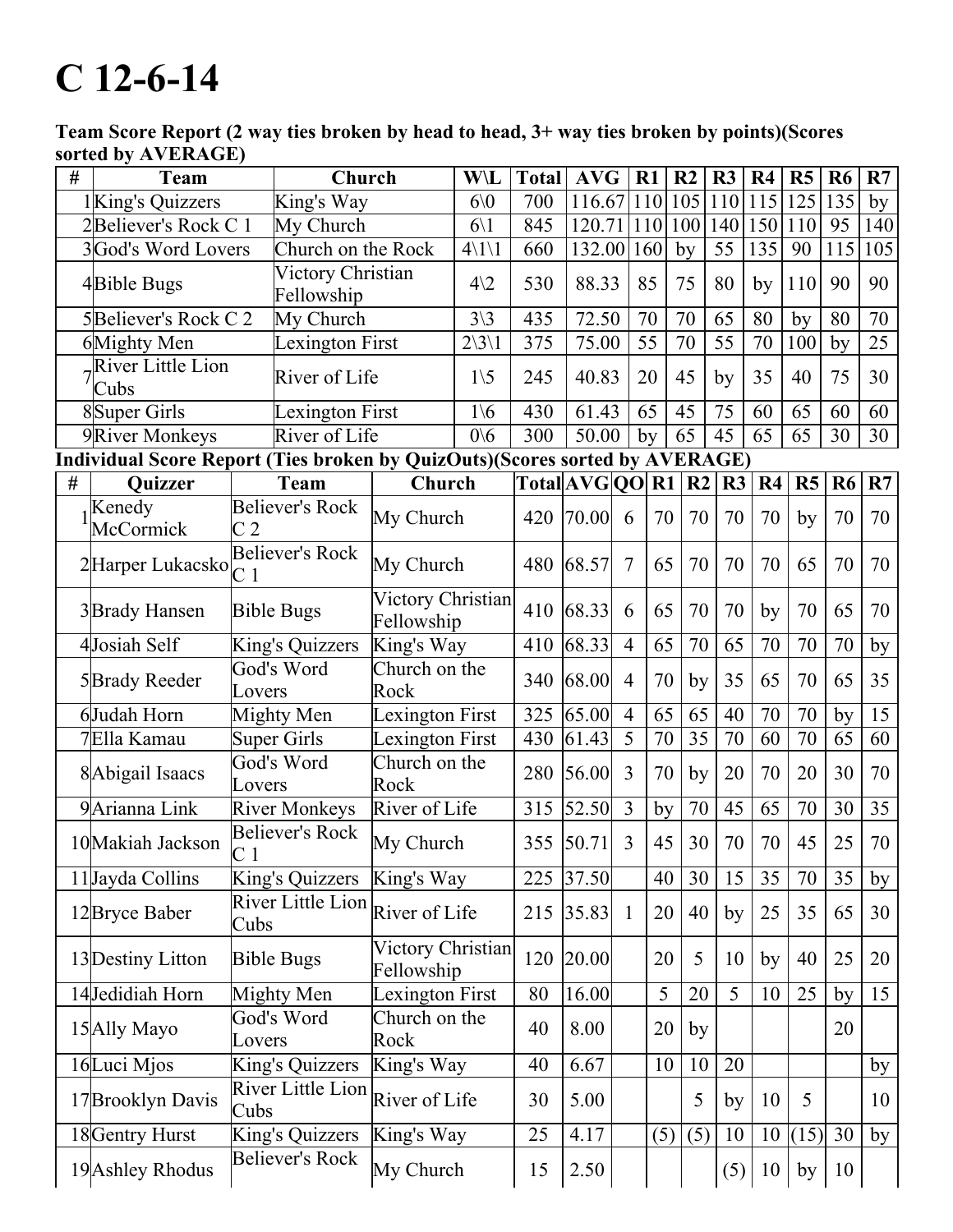# C 12-6-14

**Team Score Report (2 way ties broken by head to head, 3+ way ties broken by points)(Scores sorted by AVERAGE)**

| # | Team | Church | W\L | Total | AVG | R1 | R2 | R3 | R4 | R5 | R6 | R7 |
|---|---|---|---|---|---|---|---|---|---|---|---|---|
| 1 | King's Quizzers | King's Way | 6\0 | 700 | 116.67 | 110 | 105 | 110 | 115 | 125 | 135 | by |
| 2 | Believer's Rock C 1 | My Church | 6\1 | 845 | 120.71 | 110 | 100 | 140 | 150 | 110 | 95 | 140 |
| 3 | God's Word Lovers | Church on the Rock | 4\1\1 | 660 | 132.00 | 160 | by | 55 | 135 | 90 | 115 | 105 |
| 4 | Bible Bugs | Victory Christian Fellowship | 4\2 | 530 | 88.33 | 85 | 75 | 80 | by | 110 | 90 | 90 |
| 5 | Believer's Rock C 2 | My Church | 3\3 | 435 | 72.50 | 70 | 70 | 65 | 80 | by | 80 | 70 |
| 6 | Mighty Men | Lexington First | 2\3\1 | 375 | 75.00 | 55 | 70 | 55 | 70 | 100 | by | 25 |
| 7 | River Little Lion Cubs | River of Life | 1\5 | 245 | 40.83 | 20 | 45 | by | 35 | 40 | 75 | 30 |
| 8 | Super Girls | Lexington First | 1\6 | 430 | 61.43 | 65 | 45 | 75 | 60 | 65 | 60 | 60 |
| 9 | River Monkeys | River of Life | 0\6 | 300 | 50.00 | by | 65 | 45 | 65 | 65 | 30 | 30 |

**Individual Score Report (Ties broken by QuizOuts)(Scores sorted by AVERAGE)**

| # | Quizzer | Team | Church | Total | AVG | QO | R1 | R2 | R3 | R4 | R5 | R6 | R7 |
|---|---|---|---|---|---|---|---|---|---|---|---|---|---|
| 1 | Kenedy McCormick | Believer's Rock C 2 | My Church | 420 | 70.00 | 6 | 70 | 70 | 70 | 70 | by | 70 | 70 |
| 2 | Harper Lukacsko | Believer's Rock C 1 | My Church | 480 | 68.57 | 7 | 65 | 70 | 70 | 70 | 65 | 70 | 70 |
| 3 | Brady Hansen | Bible Bugs | Victory Christian Fellowship | 410 | 68.33 | 6 | 65 | 70 | 70 | by | 70 | 65 | 70 |
| 4 | Josiah Self | King's Quizzers | King's Way | 410 | 68.33 | 4 | 65 | 70 | 65 | 70 | 70 | 70 | by |
| 5 | Brady Reeder | God's Word Lovers | Church on the Rock | 340 | 68.00 | 4 | 70 | by | 35 | 65 | 70 | 65 | 35 |
| 6 | Judah Horn | Mighty Men | Lexington First | 325 | 65.00 | 4 | 65 | 65 | 40 | 70 | 70 | by | 15 |
| 7 | Ella Kamau | Super Girls | Lexington First | 430 | 61.43 | 5 | 70 | 35 | 70 | 60 | 70 | 65 | 60 |
| 8 | Abigail Isaacs | God's Word Lovers | Church on the Rock | 280 | 56.00 | 3 | 70 | by | 20 | 70 | 20 | 30 | 70 |
| 9 | Arianna Link | River Monkeys | River of Life | 315 | 52.50 | 3 | by | 70 | 45 | 65 | 70 | 30 | 35 |
| 10 | Makiah Jackson | Believer's Rock C 1 | My Church | 355 | 50.71 | 3 | 45 | 30 | 70 | 70 | 45 | 25 | 70 |
| 11 | Jayda Collins | King's Quizzers | King's Way | 225 | 37.50 | | 40 | 30 | 15 | 35 | 70 | 35 | by |
| 12 | Bryce Baber | River Little Lion Cubs | River of Life | 215 | 35.83 | 1 | 20 | 40 | by | 25 | 35 | 65 | 30 |
| 13 | Destiny Litton | Bible Bugs | Victory Christian Fellowship | 120 | 20.00 | | 20 | 5 | 10 | by | 40 | 25 | 20 |
| 14 | Jedidiah Horn | Mighty Men | Lexington First | 80 | 16.00 | | 5 | 20 | 5 | 10 | 25 | by | 15 |
| 15 | Ally Mayo | God's Word Lovers | Church on the Rock | 40 | 8.00 | | 20 | by | | | | 20 | |
| 16 | Luci Mjos | King's Quizzers | King's Way | 40 | 6.67 | | 10 | 10 | 20 | | | | by |
| 17 | Brooklyn Davis | River Little Lion Cubs | River of Life | 30 | 5.00 | | | 5 | by | 10 | 5 | | 10 |
| 18 | Gentry Hurst | King's Quizzers | King's Way | 25 | 4.17 | | (5) | (5) | 10 | 10 | (15) | 30 | by |
| 19 | Ashley Rhodus | Believer's Rock | My Church | 15 | 2.50 | | | | (5) | 10 | by | 10 | |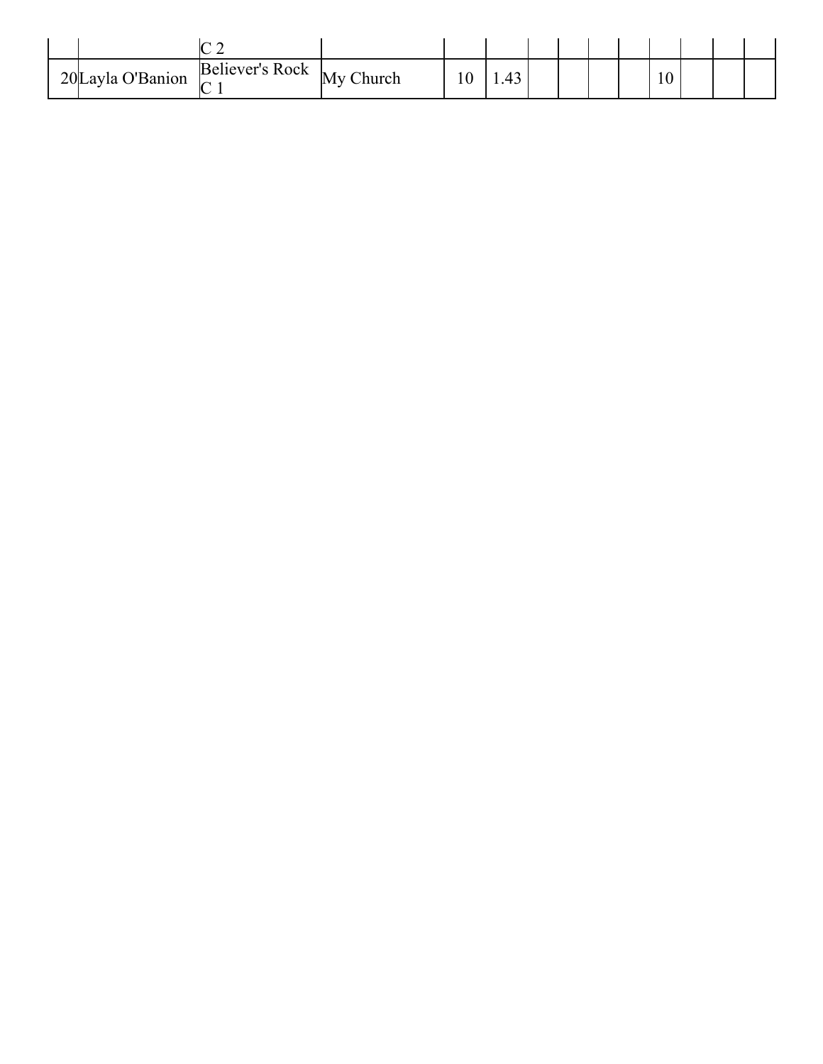| | | | | | | | | | | | | | |
|---|---|---|---|---|---|---|---|---|---|---|---|---|---|
| | | C 2 | | | | | | | | | | | |
| 20 | Layla O'Banion | Believer's Rock C 1 | My Church | 10 | 1.43 | | | | | 10 | | | |